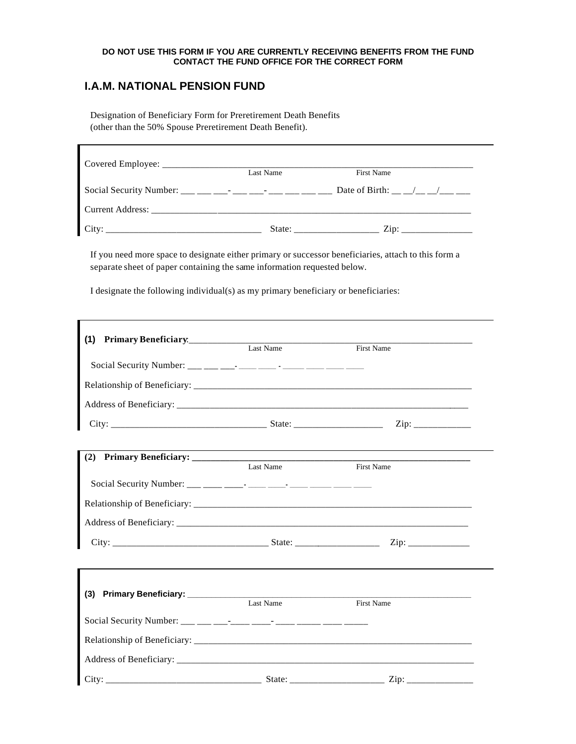**DO NOT USE THIS FORM IF YOU ARE CURRENTLY RECEIVING BENEFITS FROM THE FUND**
**CONTACT THE FUND OFFICE FOR THE CORRECT FORM**

# I.A.M. NATIONAL PENSION FUND

Designation of Beneficiary Form for Preretirement Death Benefits (other than the 50% Spouse Preretirement Death Benefit).

Covered Employee: ______________________________________________________________
Last Name First Name

Social Security Number: ___ ___ ___- ___ ___- ___ ___ ___ ___ Date of Birth: __ __/__ __/___ ___

Current Address: ______________________________________________________________

City: ________________________________ State: _________________ Zip: _______________

If you need more space to designate either primary or successor beneficiaries, attach to this form a separate sheet of paper containing the same information requested below.

I designate the following individual(s) as my primary beneficiary or beneficiaries:

**(1) Primary Beneficiary**: ______________________________________________________________
Last Name First Name

Social Security Number: ___ ___ ___- ___ ___ - ___ ___ ___ ___

Relationship of Beneficiary: ______________________________________________________________

Address of Beneficiary: ______________________________________________________________

City: ________________________________ State: __________________ Zip: ____________

**(2) Primary Beneficiary:** ______________________________________________________________
Last Name First Name

Social Security Number: ___ ___ ___- ___ ___- ___ ___ ___ ___

Relationship of Beneficiary: ______________________________________________________________

Address of Beneficiary: ______________________________________________________________

City: ________________________________ State: _________________ Zip: _____________

**(3) Primary Beneficiary:** ______________________________________________________________
Last Name First Name

Social Security Number: ___ ___ ___-___ ___- ___ ___ ___ ___

Relationship of Beneficiary: ______________________________________________________________

Address of Beneficiary: ______________________________________________________________

City: ________________________________ State: ___________________ Zip: ______________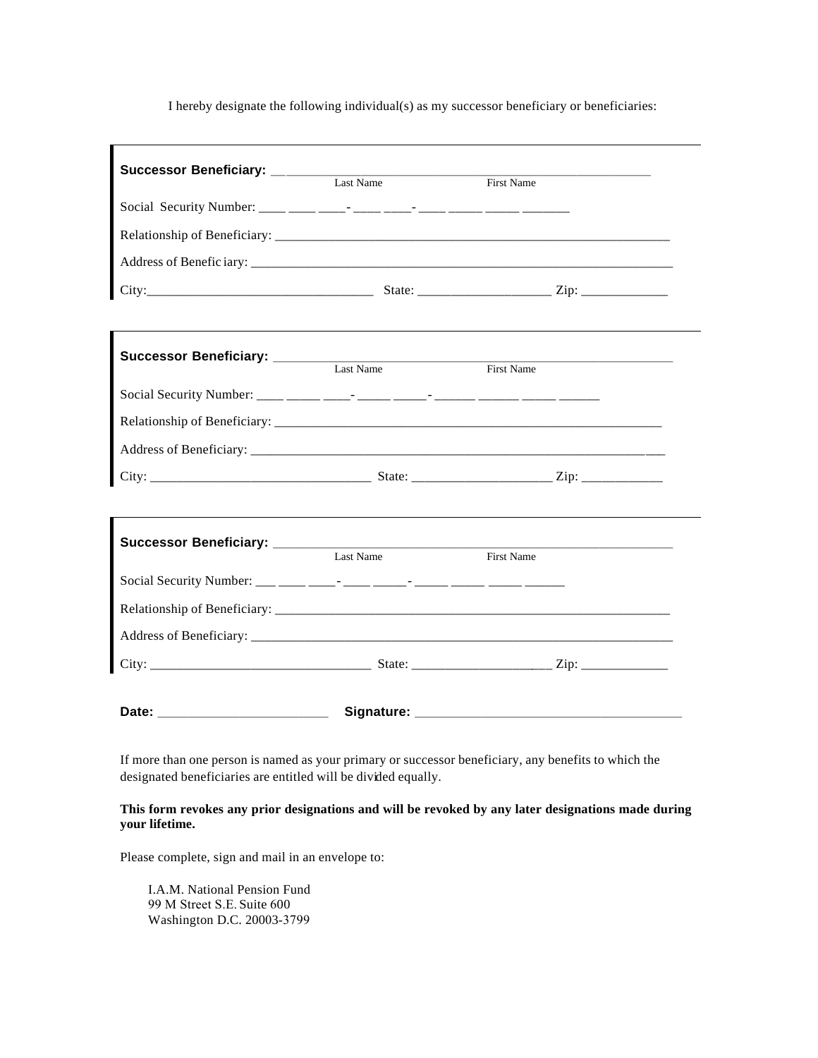I hereby designate the following individual(s) as my successor beneficiary or beneficiaries:

**Successor Beneficiary:** ______________________________________________
Last Name First Name

Social Security Number: ____ ____ ____- ____ ____- ____ _____ _____ _______

Relationship of Beneficiary: ____________________________________________________________

Address of Beneficiary: ________________________________________________________________

City:_________________________________ State: ____________________ Zip: _____________

**Successor Beneficiary:** ______________________________________________
Last Name First Name

Social Security Number: ____ _____ ____- _____ _____- ______ ______ _____ ______

Relationship of Beneficiary: ____________________________________________________________

Address of Beneficiary: ________________________________________________________________

City: _________________________________ State: _____________________ Zip: ____________

**Successor Beneficiary:** ______________________________________________
Last Name First Name

Social Security Number: ___ ____ ____- ____ _____- _____ _____ _____ ______

Relationship of Beneficiary: ____________________________________________________________

Address of Beneficiary: ________________________________________________________________

City: _________________________________ State: _____________________ Zip: _____________

**Date:** ________________________ **Signature:** ______________________________________

If more than one person is named as your primary or successor beneficiary, any benefits to which the designated beneficiaries are entitled will be divided equally.

**This form revokes any prior designations and will be revoked by any later designations made during your lifetime.**

Please complete, sign and mail in an envelope to:

I.A.M. National Pension Fund
99 M Street S.E. Suite 600
Washington D.C. 20003-3799